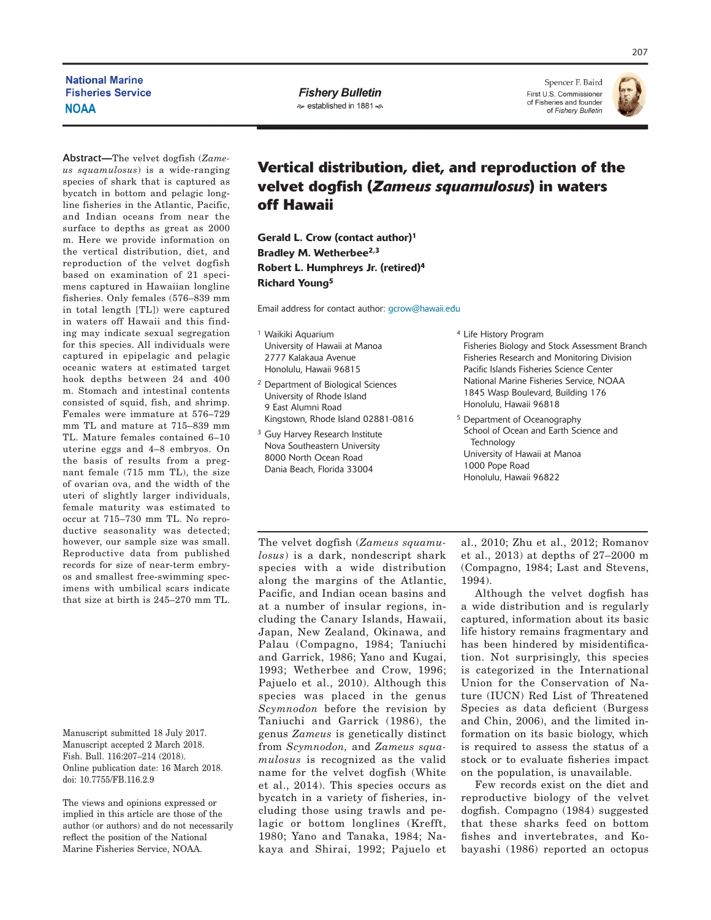National Marine Fisheries Service
NOAA

*Fishery Bulletin*
established in 1881

Spencer F. Baird
First U.S. Commissioner of Fisheries and founder of *Fishery Bulletin*

# Vertical distribution, diet, and reproduction of the velvet dogfish (*Zameus squamulosus*) in waters off Hawaii

**Gerald L. Crow (contact author)[1]**
**Bradley M. Wetherbee[2,3]**
**Robert L. Humphreys Jr. (retired)[4]**
**Richard Young[5]**

Email address for contact author: gcrow@hawaii.edu

[1] Waikiki Aquarium
University of Hawaii at Manoa
2777 Kalakaua Avenue
Honolulu, Hawaii 96815

[2] Department of Biological Sciences
University of Rhode Island
9 East Alumni Road
Kingstown, Rhode Island 02881-0816

[3] Guy Harvey Research Institute
Nova Southeastern University
8000 North Ocean Road
Dania Beach, Florida 33004

[4] Life History Program
Fisheries Biology and Stock Assessment Branch
Fisheries Research and Monitoring Division
Pacific Islands Fisheries Science Center
National Marine Fisheries Service, NOAA
1845 Wasp Boulevard, Building 176
Honolulu, Hawaii 96818

[5] Department of Oceanography
School of Ocean and Earth Science and Technology
University of Hawaii at Manoa
1000 Pope Road
Honolulu, Hawaii 96822

**Abstract**—The velvet dogfish (*Zameus squamulosus*) is a wide-ranging species of shark that is captured as bycatch in bottom and pelagic longline fisheries in the Atlantic, Pacific, and Indian oceans from near the surface to depths as great as 2000 m. Here we provide information on the vertical distribution, diet, and reproduction of the velvet dogfish based on examination of 21 specimens captured in Hawaiian longline fisheries. Only females (576–839 mm in total length [TL]) were captured in waters off Hawaii and this finding may indicate sexual segregation for this species. All individuals were captured in epipelagic and pelagic oceanic waters at estimated target hook depths between 24 and 400 m. Stomach and intestinal contents consisted of squid, fish, and shrimp. Females were immature at 576–729 mm TL and mature at 715–839 mm TL. Mature females contained 6–10 uterine eggs and 4–8 embryos. On the basis of results from a pregnant female (715 mm TL), the size of ovarian ova, and the width of the uteri of slightly larger individuals, female maturity was estimated to occur at 715–730 mm TL. No reproductive seasonality was detected; however, our sample size was small. Reproductive data from published records for size of near-term embryos and smallest free-swimming specimens with umbilical scars indicate that size at birth is 245–270 mm TL.

Manuscript submitted 18 July 2017.
Manuscript accepted 2 March 2018.
Fish. Bull. 116:207–214 (2018).
Online publication date: 16 March 2018.
doi: 10.7755/FB.116.2.9

The views and opinions expressed or implied in this article are those of the author (or authors) and do not necessarily reflect the position of the National Marine Fisheries Service, NOAA.

The velvet dogfish (*Zameus squamulosus*) is a dark, nondescript shark species with a wide distribution along the margins of the Atlantic, Pacific, and Indian ocean basins and at a number of insular regions, including the Canary Islands, Hawaii, Japan, New Zealand, Okinawa, and Palau (Compagno, 1984; Taniuchi and Garrick, 1986; Yano and Kugai, 1993; Wetherbee and Crow, 1996; Pajuelo et al., 2010). Although this species was placed in the genus *Scymnodon* before the revision by Taniuchi and Garrick (1986), the genus *Zameus* is genetically distinct from *Scymnodon,* and *Zameus squamulosus* is recognized as the valid name for the velvet dogfish (White et al., 2014). This species occurs as bycatch in a variety of fisheries, including those using trawls and pelagic or bottom longlines (Krefft, 1980; Yano and Tanaka, 1984; Nakaya and Shirai, 1992; Pajuelo et al., 2010; Zhu et al., 2012; Romanov et al., 2013) at depths of 27–2000 m (Compagno, 1984; Last and Stevens, 1994).

Although the velvet dogfish has a wide distribution and is regularly captured, information about its basic life history remains fragmentary and has been hindered by misidentification. Not surprisingly, this species is categorized in the International Union for the Conservation of Nature (IUCN) Red List of Threatened Species as data deficient (Burgess and Chin, 2006), and the limited information on its basic biology, which is required to assess the status of a stock or to evaluate fisheries impact on the population, is unavailable.

Few records exist on the diet and reproductive biology of the velvet dogfish. Compagno (1984) suggested that these sharks feed on bottom fishes and invertebrates, and Kobayashi (1986) reported an octopus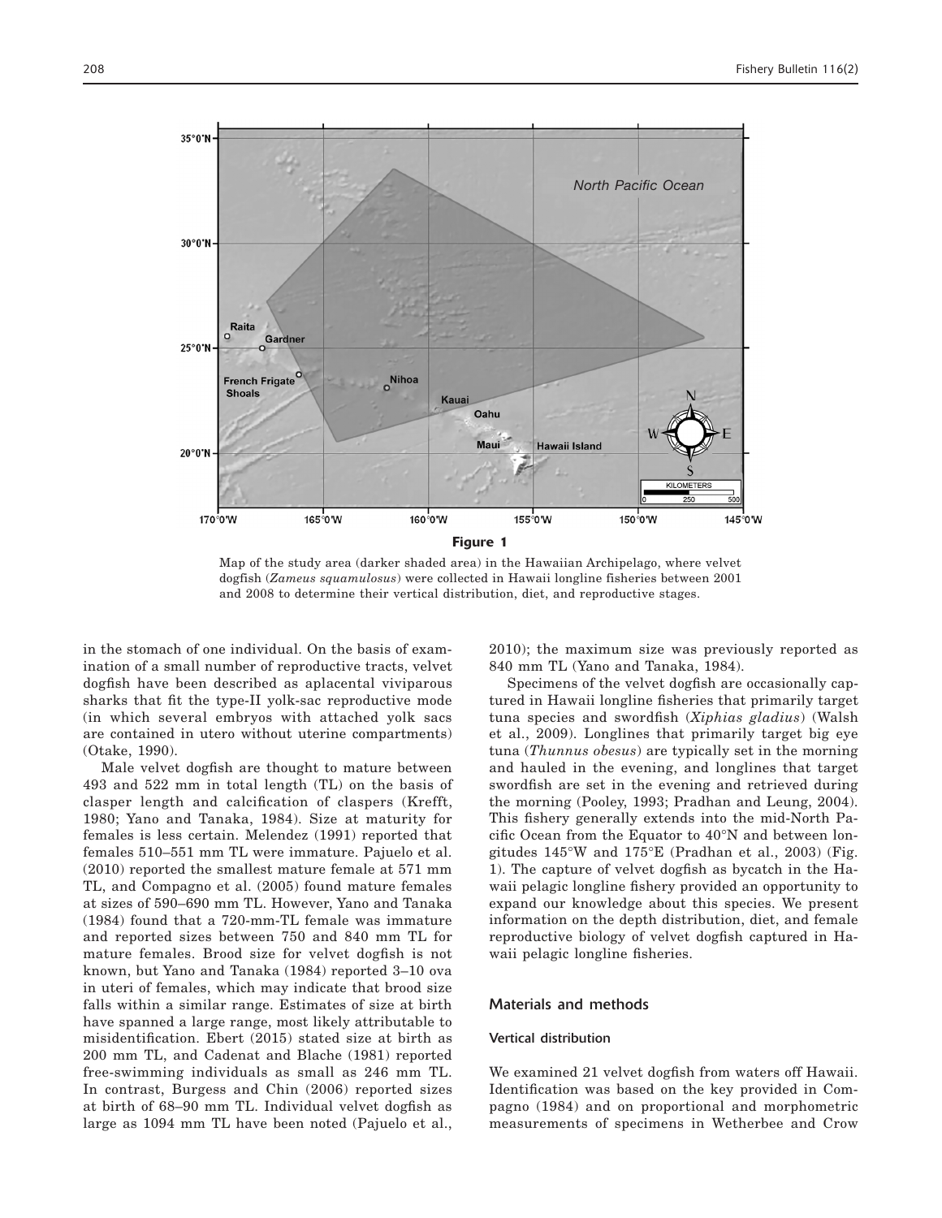**Figure 1**

Map of the study area (darker shaded area) in the Hawaiian Archipelago, where velvet dogfish (*Zameus squamulosus*) were collected in Hawaii longline fisheries between 2001 and 2008 to determine their vertical distribution, diet, and reproductive stages.

in the stomach of one individual. On the basis of examination of a small number of reproductive tracts, velvet dogfish have been described as aplacental viviparous sharks that fit the type-II yolk-sac reproductive mode (in which several embryos with attached yolk sacs are contained in utero without uterine compartments) (Otake, 1990).

Male velvet dogfish are thought to mature between 493 and 522 mm in total length (TL) on the basis of clasper length and calcification of claspers (Krefft, 1980; Yano and Tanaka, 1984). Size at maturity for females is less certain. Melendez (1991) reported that females 510–551 mm TL were immature. Pajuelo et al. (2010) reported the smallest mature female at 571 mm TL, and Compagno et al. (2005) found mature females at sizes of 590–690 mm TL. However, Yano and Tanaka (1984) found that a 720-mm-TL female was immature and reported sizes between 750 and 840 mm TL for mature females. Brood size for velvet dogfish is not known, but Yano and Tanaka (1984) reported 3–10 ova in uteri of females, which may indicate that brood size falls within a similar range. Estimates of size at birth have spanned a large range, most likely attributable to misidentification. Ebert (2015) stated size at birth as 200 mm TL, and Cadenat and Blache (1981) reported free-swimming individuals as small as 246 mm TL. In contrast, Burgess and Chin (2006) reported sizes at birth of 68–90 mm TL. Individual velvet dogfish as large as 1094 mm TL have been noted (Pajuelo et al., 2010); the maximum size was previously reported as 840 mm TL (Yano and Tanaka, 1984).

Specimens of the velvet dogfish are occasionally captured in Hawaii longline fisheries that primarily target tuna species and swordfish (*Xiphias gladius*) (Walsh et al., 2009). Longlines that primarily target big eye tuna (*Thunnus obesus*) are typically set in the morning and hauled in the evening, and longlines that target swordfish are set in the evening and retrieved during the morning (Pooley, 1993; Pradhan and Leung, 2004). This fishery generally extends into the mid-North Pacific Ocean from the Equator to 40°N and between longitudes 145°W and 175°E (Pradhan et al., 2003) (Fig. 1). The capture of velvet dogfish as bycatch in the Hawaii pelagic longline fishery provided an opportunity to expand our knowledge about this species. We present information on the depth distribution, diet, and female reproductive biology of velvet dogfish captured in Hawaii pelagic longline fisheries.

## Materials and methods

### Vertical distribution

We examined 21 velvet dogfish from waters off Hawaii. Identification was based on the key provided in Compagno (1984) and on proportional and morphometric measurements of specimens in Wetherbee and Crow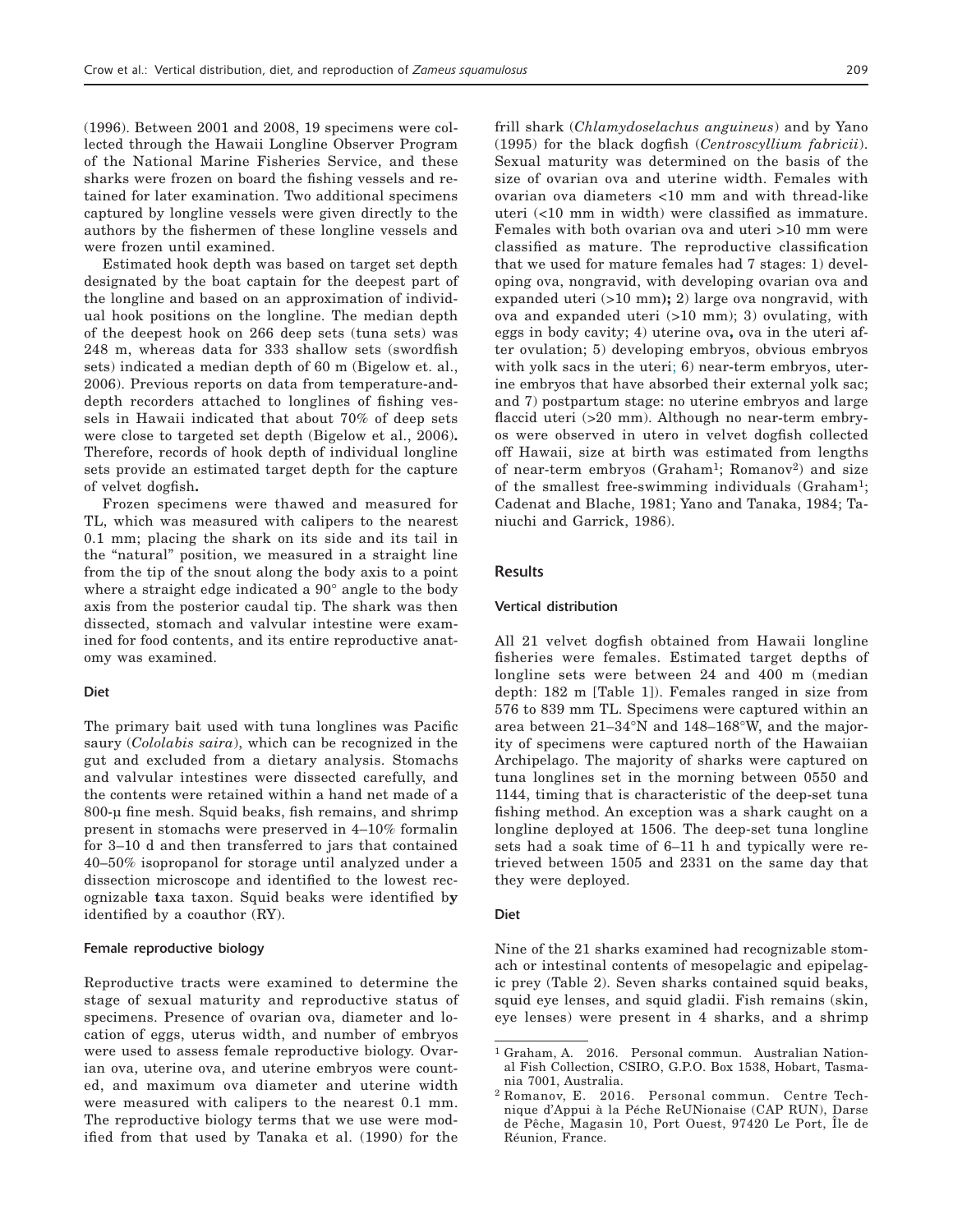(1996). Between 2001 and 2008, 19 specimens were collected through the Hawaii Longline Observer Program of the National Marine Fisheries Service, and these sharks were frozen on board the fishing vessels and retained for later examination. Two additional specimens captured by longline vessels were given directly to the authors by the fishermen of these longline vessels and were frozen until examined.

Estimated hook depth was based on target set depth designated by the boat captain for the deepest part of the longline and based on an approximation of individual hook positions on the longline. The median depth of the deepest hook on 266 deep sets (tuna sets) was 248 m, whereas data for 333 shallow sets (swordfish sets) indicated a median depth of 60 m (Bigelow et. al., 2006). Previous reports on data from temperature-and-depth recorders attached to longlines of fishing vessels in Hawaii indicated that about 70% of deep sets were close to targeted set depth (Bigelow et al., 2006). Therefore, records of hook depth of individual longline sets provide an estimated target depth for the capture of velvet dogfish.

Frozen specimens were thawed and measured for TL, which was measured with calipers to the nearest 0.1 mm; placing the shark on its side and its tail in the "natural" position, we measured in a straight line from the tip of the snout along the body axis to a point where a straight edge indicated a 90° angle to the body axis from the posterior caudal tip. The shark was then dissected, stomach and valvular intestine were examined for food contents, and its entire reproductive anatomy was examined.

### Diet

The primary bait used with tuna longlines was Pacific saury (*Cololabis saira*), which can be recognized in the gut and excluded from a dietary analysis. Stomachs and valvular intestines were dissected carefully, and the contents were retained within a hand net made of a 800-μ fine mesh. Squid beaks, fish remains, and shrimp present in stomachs were preserved in 4–10% formalin for 3–10 d and then transferred to jars that contained 40–50% isopropanol for storage until analyzed under a dissection microscope and identified to the lowest recognizable **t**axa taxon. Squid beaks were identified b**y** identified by a coauthor (RY).

### Female reproductive biology

Reproductive tracts were examined to determine the stage of sexual maturity and reproductive status of specimens. Presence of ovarian ova, diameter and location of eggs, uterus width, and number of embryos were used to assess female reproductive biology. Ovarian ova, uterine ova, and uterine embryos were counted, and maximum ova diameter and uterine width were measured with calipers to the nearest 0.1 mm. The reproductive biology terms that we use were modified from that used by Tanaka et al. (1990) for the frill shark (*Chlamydoselachus anguineus*) and by Yano (1995) for the black dogfish (*Centroscyllium fabricii*). Sexual maturity was determined on the basis of the size of ovarian ova and uterine width. Females with ovarian ova diameters <10 mm and with thread-like uteri (<10 mm in width) were classified as immature. Females with both ovarian ova and uteri >10 mm were classified as mature. The reproductive classification that we used for mature females had 7 stages: 1) developing ova, nongravid, with developing ovarian ova and expanded uteri (>10 mm)**;** 2) large ova nongravid, with ova and expanded uteri (>10 mm); 3) ovulating, with eggs in body cavity; 4) uterine ova**,** ova in the uteri after ovulation; 5) developing embryos, obvious embryos with yolk sacs in the uteri; 6) near-term embryos, uterine embryos that have absorbed their external yolk sac; and 7) postpartum stage: no uterine embryos and large flaccid uteri (>20 mm). Although no near-term embryos were observed in utero in velvet dogfish collected off Hawaii, size at birth was estimated from lengths of near-term embryos (Graham[1]; Romanov[2]) and size of the smallest free-swimming individuals (Graham[1]; Cadenat and Blache, 1981; Yano and Tanaka, 1984; Taniuchi and Garrick, 1986).

## Results

### Vertical distribution

All 21 velvet dogfish obtained from Hawaii longline fisheries were females. Estimated target depths of longline sets were between 24 and 400 m (median depth: 182 m [Table 1]). Females ranged in size from 576 to 839 mm TL. Specimens were captured within an area between 21–34°N and 148–168°W, and the majority of specimens were captured north of the Hawaiian Archipelago. The majority of sharks were captured on tuna longlines set in the morning between 0550 and 1144, timing that is characteristic of the deep-set tuna fishing method. An exception was a shark caught on a longline deployed at 1506. The deep-set tuna longline sets had a soak time of 6–11 h and typically were retrieved between 1505 and 2331 on the same day that they were deployed.

### Diet

Nine of the 21 sharks examined had recognizable stomach or intestinal contents of mesopelagic and epipelagic prey (Table 2). Seven sharks contained squid beaks, squid eye lenses, and squid gladii. Fish remains (skin, eye lenses) were present in 4 sharks, and a shrimp

[1] Graham, A. 2016. Personal commun. Australian National Fish Collection, CSIRO, G.P.O. Box 1538, Hobart, Tasmania 7001, Australia.

[2] Romanov, E. 2016. Personal commun. Centre Technique d'Appui à la Péche ReUNionaise (CAP RUN), Darse de Pêche, Magasin 10, Port Ouest, 97420 Le Port, Île de Réunion, France.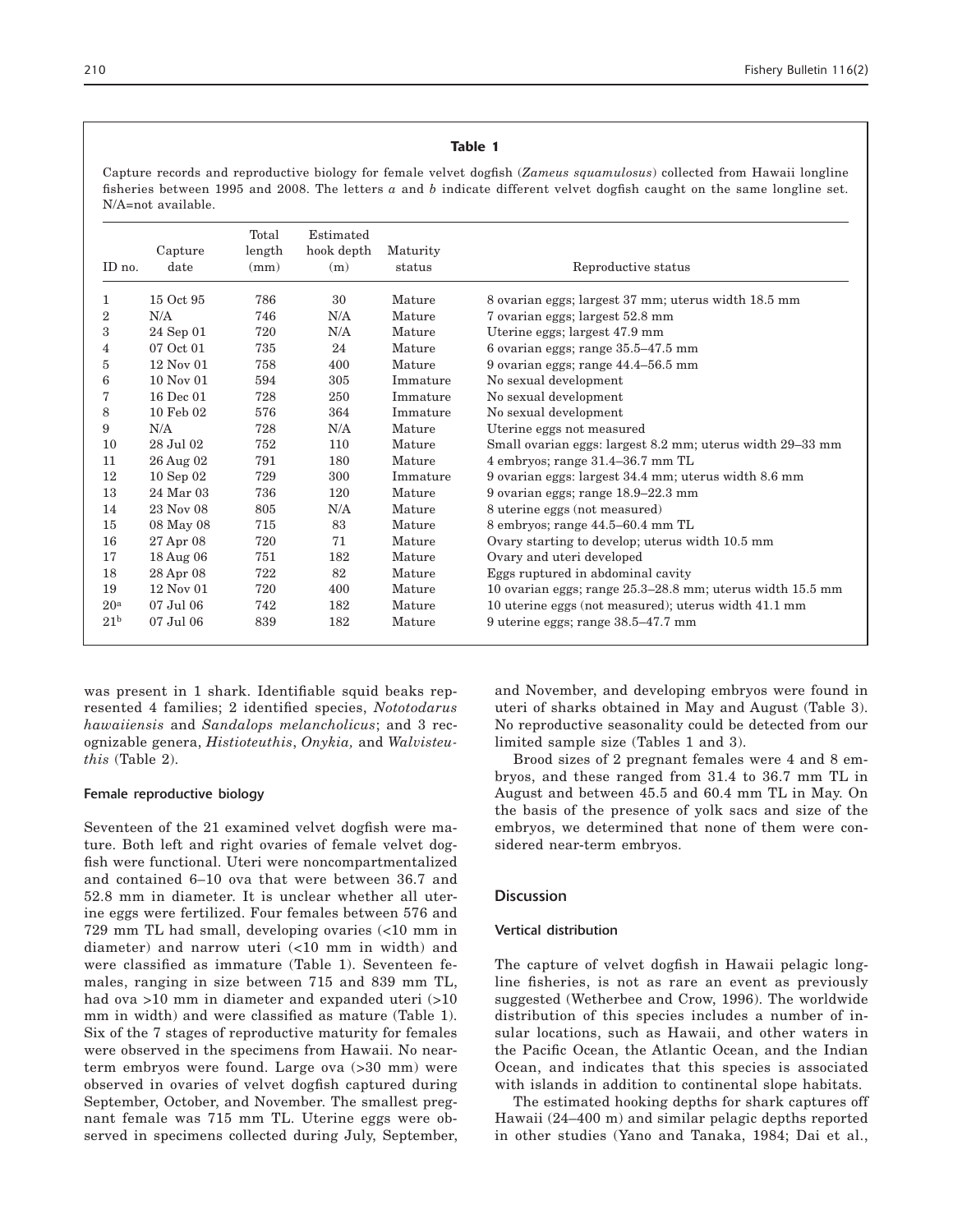**Table 1**

Capture records and reproductive biology for female velvet dogfish (*Zameus squamulosus*) collected from Hawaii longline fisheries between 1995 and 2008. The letters *a* and *b* indicate different velvet dogfish caught on the same longline set. N/A=not available.

| ID no. | Capture date | Total length (mm) | Estimated hook depth (m) | Maturity status | Reproductive status |
|---|---|---|---|---|---|
| 1 | 15 Oct 95 | 786 | 30 | Mature | 8 ovarian eggs; largest 37 mm; uterus width 18.5 mm |
| 2 | N/A | 746 | N/A | Mature | 7 ovarian eggs; largest 52.8 mm |
| 3 | 24 Sep 01 | 720 | N/A | Mature | Uterine eggs; largest 47.9 mm |
| 4 | 07 Oct 01 | 735 | 24 | Mature | 6 ovarian eggs; range 35.5–47.5 mm |
| 5 | 12 Nov 01 | 758 | 400 | Mature | 9 ovarian eggs; range 44.4–56.5 mm |
| 6 | 10 Nov 01 | 594 | 305 | Immature | No sexual development |
| 7 | 16 Dec 01 | 728 | 250 | Immature | No sexual development |
| 8 | 10 Feb 02 | 576 | 364 | Immature | No sexual development |
| 9 | N/A | 728 | N/A | Mature | Uterine eggs not measured |
| 10 | 28 Jul 02 | 752 | 110 | Mature | Small ovarian eggs: largest 8.2 mm; uterus width 29–33 mm |
| 11 | 26 Aug 02 | 791 | 180 | Mature | 4 embryos; range 31.4–36.7 mm TL |
| 12 | 10 Sep 02 | 729 | 300 | Immature | 9 ovarian eggs: largest 34.4 mm; uterus width 8.6 mm |
| 13 | 24 Mar 03 | 736 | 120 | Mature | 9 ovarian eggs; range 18.9–22.3 mm |
| 14 | 23 Nov 08 | 805 | N/A | Mature | 8 uterine eggs (not measured) |
| 15 | 08 May 08 | 715 | 83 | Mature | 8 embryos; range 44.5–60.4 mm TL |
| 16 | 27 Apr 08 | 720 | 71 | Mature | Ovary starting to develop; uterus width 10.5 mm |
| 17 | 18 Aug 06 | 751 | 182 | Mature | Ovary and uteri developed |
| 18 | 28 Apr 08 | 722 | 82 | Mature | Eggs ruptured in abdominal cavity |
| 19 | 12 Nov 01 | 720 | 400 | Mature | 10 ovarian eggs; range 25.3–28.8 mm; uterus width 15.5 mm |
| 20[a] | 07 Jul 06 | 742 | 182 | Mature | 10 uterine eggs (not measured); uterus width 41.1 mm |
| 21[b] | 07 Jul 06 | 839 | 182 | Mature | 9 uterine eggs; range 38.5–47.7 mm |

was present in 1 shark. Identifiable squid beaks represented 4 families; 2 identified species, *Nototodarus hawaiiensis* and *Sandalops melancholicus*; and 3 recognizable genera, *Histioteuthis*, *Onykia,* and *Walvisteuthis* (Table 2).

### Female reproductive biology

Seventeen of the 21 examined velvet dogfish were mature. Both left and right ovaries of female velvet dogfish were functional. Uteri were noncompartmentalized and contained 6–10 ova that were between 36.7 and 52.8 mm in diameter. It is unclear whether all uterine eggs were fertilized. Four females between 576 and 729 mm TL had small, developing ovaries (<10 mm in diameter) and narrow uteri (<10 mm in width) and were classified as immature (Table 1). Seventeen females, ranging in size between 715 and 839 mm TL, had ova >10 mm in diameter and expanded uteri (>10 mm in width) and were classified as mature (Table 1). Six of the 7 stages of reproductive maturity for females were observed in the specimens from Hawaii. No near-term embryos were found. Large ova (>30 mm) were observed in ovaries of velvet dogfish captured during September, October, and November. The smallest pregnant female was 715 mm TL. Uterine eggs were observed in specimens collected during July, September, and November, and developing embryos were found in uteri of sharks obtained in May and August (Table 3). No reproductive seasonality could be detected from our limited sample size (Tables 1 and 3).

Brood sizes of 2 pregnant females were 4 and 8 embryos, and these ranged from 31.4 to 36.7 mm TL in August and between 45.5 and 60.4 mm TL in May. On the basis of the presence of yolk sacs and size of the embryos, we determined that none of them were considered near-term embryos.

## Discussion

### Vertical distribution

The capture of velvet dogfish in Hawaii pelagic longline fisheries, is not as rare an event as previously suggested (Wetherbee and Crow, 1996). The worldwide distribution of this species includes a number of insular locations, such as Hawaii, and other waters in the Pacific Ocean, the Atlantic Ocean, and the Indian Ocean, and indicates that this species is associated with islands in addition to continental slope habitats.

The estimated hooking depths for shark captures off Hawaii (24–400 m) and similar pelagic depths reported in other studies (Yano and Tanaka, 1984; Dai et al.,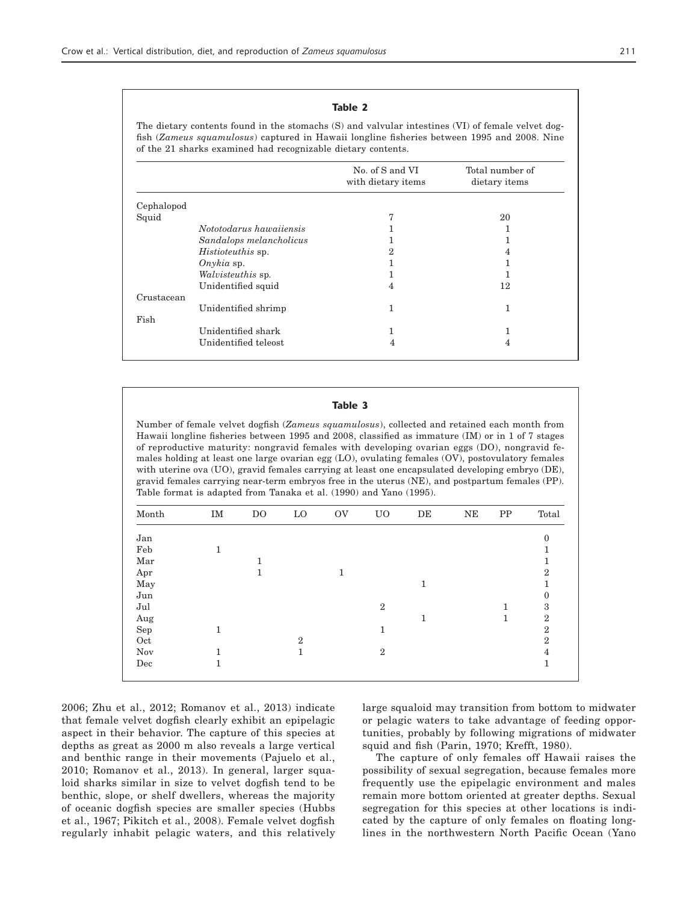**Table 2**

The dietary contents found in the stomachs (S) and valvular intestines (VI) of female velvet dogfish (*Zameus squamulosus*) captured in Hawaii longline fisheries between 1995 and 2008. Nine of the 21 sharks examined had recognizable dietary contents.

| | | No. of S and VI with dietary items | Total number of dietary items |
|---|---|---|---|
| Cephalopod | | | |
| Squid | | 7 | 20 |
| | *Nototodarus hawaiiensis* | 1 | 1 |
| | *Sandalops melancholicus* | 1 | 1 |
| | *Histioteuthis* sp. | 2 | 4 |
| | *Onykia* sp. | 1 | 1 |
| | *Walvisteuthis* sp. | 1 | 1 |
| | Unidentified squid | 4 | 12 |
| Crustacean | | | |
| | Unidentified shrimp | 1 | 1 |
| Fish | | | |
| | Unidentified shark | 1 | 1 |
| | Unidentified teleost | 4 | 4 |

**Table 3**

Number of female velvet dogfish (*Zameus squamulosus*), collected and retained each month from Hawaii longline fisheries between 1995 and 2008, classified as immature (IM) or in 1 of 7 stages of reproductive maturity: nongravid females with developing ovarian eggs (DO), nongravid females holding at least one large ovarian egg (LO), ovulating females (OV), postovulatory females with uterine ova (UO), gravid females carrying at least one encapsulated developing embryo (DE), gravid females carrying near-term embryos free in the uterus (NE), and postpartum females (PP). Table format is adapted from Tanaka et al. (1990) and Yano (1995).

| Month | IM | DO | LO | OV | UO | DE | NE | PP | Total |
|---|---|---|---|---|---|---|---|---|---|
| Jan | | | | | | | | | 0 |
| Feb | 1 | | | | | | | | 1 |
| Mar | | 1 | | | | | | | 1 |
| Apr | | 1 | | 1 | | | | | 2 |
| May | | | | | | 1 | | | 1 |
| Jun | | | | | | | | | 0 |
| Jul | | | | | 2 | | | 1 | 3 |
| Aug | | | | | | 1 | | 1 | 2 |
| Sep | 1 | | | | 1 | | | | 2 |
| Oct | | | 2 | | | | | | 2 |
| Nov | 1 | | 1 | | 2 | | | | 4 |
| Dec | 1 | | | | | | | | 1 |

2006; Zhu et al., 2012; Romanov et al., 2013) indicate that female velvet dogfish clearly exhibit an epipelagic aspect in their behavior. The capture of this species at depths as great as 2000 m also reveals a large vertical and benthic range in their movements (Pajuelo et al., 2010; Romanov et al., 2013). In general, larger squaloid sharks similar in size to velvet dogfish tend to be benthic, slope, or shelf dwellers, whereas the majority of oceanic dogfish species are smaller species (Hubbs et al., 1967; Pikitch et al., 2008). Female velvet dogfish regularly inhabit pelagic waters, and this relatively large squaloid may transition from bottom to midwater or pelagic waters to take advantage of feeding opportunities, probably by following migrations of midwater squid and fish (Parin, 1970; Krefft, 1980).

The capture of only females off Hawaii raises the possibility of sexual segregation, because females more frequently use the epipelagic environment and males remain more bottom oriented at greater depths. Sexual segregation for this species at other locations is indicated by the capture of only females on floating longlines in the northwestern North Pacific Ocean (Yano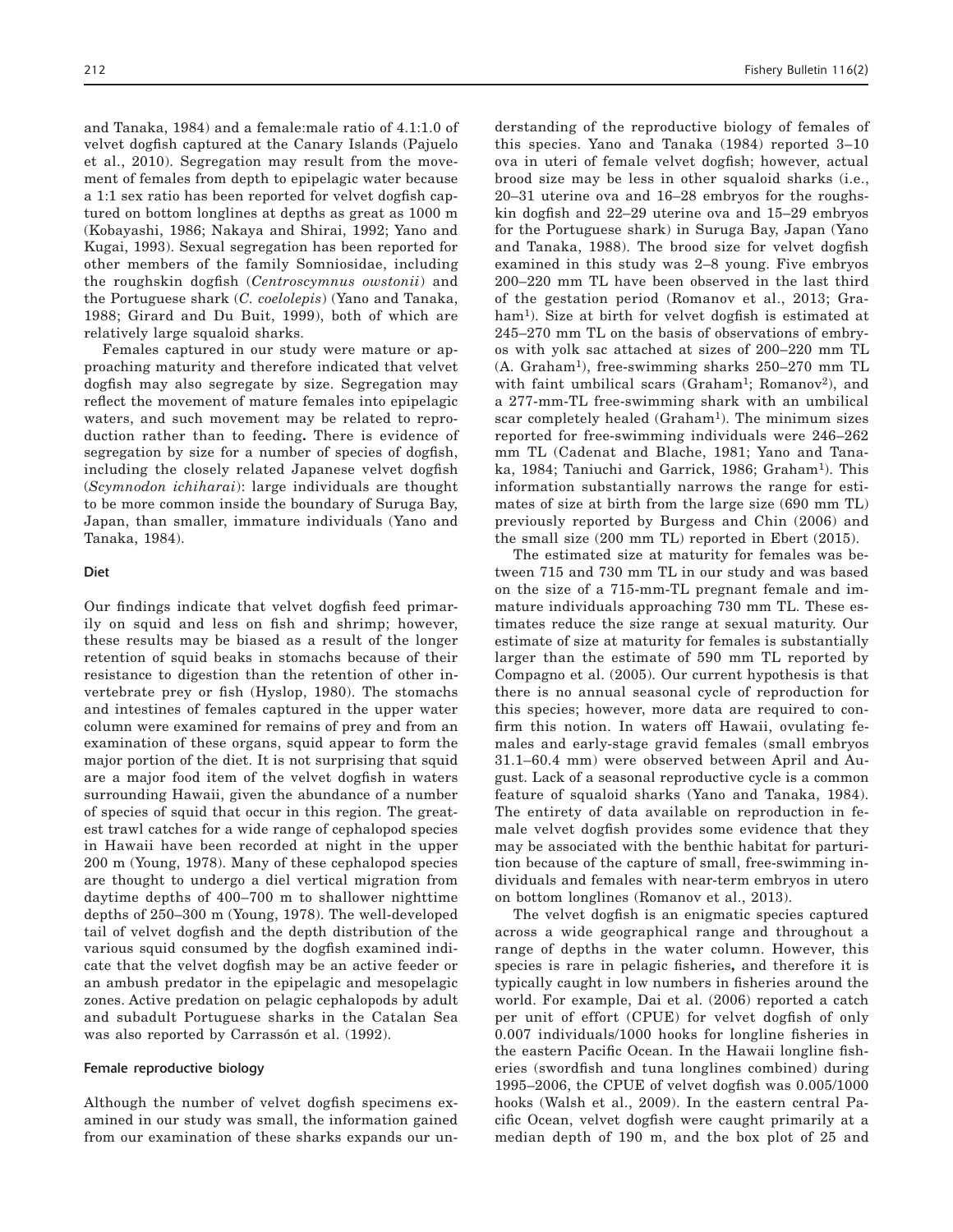and Tanaka, 1984) and a female:male ratio of 4.1:1.0 of velvet dogfish captured at the Canary Islands (Pajuelo et al., 2010). Segregation may result from the movement of females from depth to epipelagic water because a 1:1 sex ratio has been reported for velvet dogfish captured on bottom longlines at depths as great as 1000 m (Kobayashi, 1986; Nakaya and Shirai, 1992; Yano and Kugai, 1993). Sexual segregation has been reported for other members of the family Somniosidae, including the roughskin dogfish (*Centroscymnus owstonii*) and the Portuguese shark (*C. coelolepis*) (Yano and Tanaka, 1988; Girard and Du Buit, 1999), both of which are relatively large squaloid sharks.

Females captured in our study were mature or approaching maturity and therefore indicated that velvet dogfish may also segregate by size. Segregation may reflect the movement of mature females into epipelagic waters, and such movement may be related to reproduction rather than to feeding**.** There is evidence of segregation by size for a number of species of dogfish, including the closely related Japanese velvet dogfish (*Scymnodon ichiharai*): large individuals are thought to be more common inside the boundary of Suruga Bay, Japan, than smaller, immature individuals (Yano and Tanaka, 1984).

### Diet

Our findings indicate that velvet dogfish feed primarily on squid and less on fish and shrimp; however, these results may be biased as a result of the longer retention of squid beaks in stomachs because of their resistance to digestion than the retention of other invertebrate prey or fish (Hyslop, 1980). The stomachs and intestines of females captured in the upper water column were examined for remains of prey and from an examination of these organs, squid appear to form the major portion of the diet. It is not surprising that squid are a major food item of the velvet dogfish in waters surrounding Hawaii, given the abundance of a number of species of squid that occur in this region. The greatest trawl catches for a wide range of cephalopod species in Hawaii have been recorded at night in the upper 200 m (Young, 1978). Many of these cephalopod species are thought to undergo a diel vertical migration from daytime depths of 400–700 m to shallower nighttime depths of 250–300 m (Young, 1978). The well-developed tail of velvet dogfish and the depth distribution of the various squid consumed by the dogfish examined indicate that the velvet dogfish may be an active feeder or an ambush predator in the epipelagic and mesopelagic zones. Active predation on pelagic cephalopods by adult and subadult Portuguese sharks in the Catalan Sea was also reported by Carrassón et al. (1992).

### Female reproductive biology

Although the number of velvet dogfish specimens examined in our study was small, the information gained from our examination of these sharks expands our understanding of the reproductive biology of females of this species. Yano and Tanaka (1984) reported 3–10 ova in uteri of female velvet dogfish; however, actual brood size may be less in other squaloid sharks (i.e., 20–31 uterine ova and 16–28 embryos for the roughskin dogfish and 22–29 uterine ova and 15–29 embryos for the Portuguese shark) in Suruga Bay, Japan (Yano and Tanaka, 1988). The brood size for velvet dogfish examined in this study was 2–8 young. Five embryos 200–220 mm TL have been observed in the last third of the gestation period (Romanov et al., 2013; Graham[1]). Size at birth for velvet dogfish is estimated at 245–270 mm TL on the basis of observations of embryos with yolk sac attached at sizes of 200–220 mm TL (A. Graham[1]), free-swimming sharks 250–270 mm TL with faint umbilical scars (Graham[1]; Romanov[2]), and a 277-mm-TL free-swimming shark with an umbilical scar completely healed (Graham[1]). The minimum sizes reported for free-swimming individuals were 246–262 mm TL (Cadenat and Blache, 1981; Yano and Tanaka, 1984; Taniuchi and Garrick, 1986; Graham[1]). This information substantially narrows the range for estimates of size at birth from the large size (690 mm TL) previously reported by Burgess and Chin (2006) and the small size (200 mm TL) reported in Ebert (2015).

The estimated size at maturity for females was between 715 and 730 mm TL in our study and was based on the size of a 715-mm-TL pregnant female and immature individuals approaching 730 mm TL. These estimates reduce the size range at sexual maturity. Our estimate of size at maturity for females is substantially larger than the estimate of 590 mm TL reported by Compagno et al. (2005). Our current hypothesis is that there is no annual seasonal cycle of reproduction for this species; however, more data are required to confirm this notion. In waters off Hawaii, ovulating females and early-stage gravid females (small embryos 31.1–60.4 mm) were observed between April and August. Lack of a seasonal reproductive cycle is a common feature of squaloid sharks (Yano and Tanaka, 1984). The entirety of data available on reproduction in female velvet dogfish provides some evidence that they may be associated with the benthic habitat for parturition because of the capture of small, free-swimming individuals and females with near-term embryos in utero on bottom longlines (Romanov et al., 2013).

The velvet dogfish is an enigmatic species captured across a wide geographical range and throughout a range of depths in the water column. However, this species is rare in pelagic fisheries**,** and therefore it is typically caught in low numbers in fisheries around the world. For example, Dai et al. (2006) reported a catch per unit of effort (CPUE) for velvet dogfish of only 0.007 individuals/1000 hooks for longline fisheries in the eastern Pacific Ocean. In the Hawaii longline fisheries (swordfish and tuna longlines combined) during 1995–2006, the CPUE of velvet dogfish was 0.005/1000 hooks (Walsh et al., 2009). In the eastern central Pacific Ocean, velvet dogfish were caught primarily at a median depth of 190 m, and the box plot of 25 and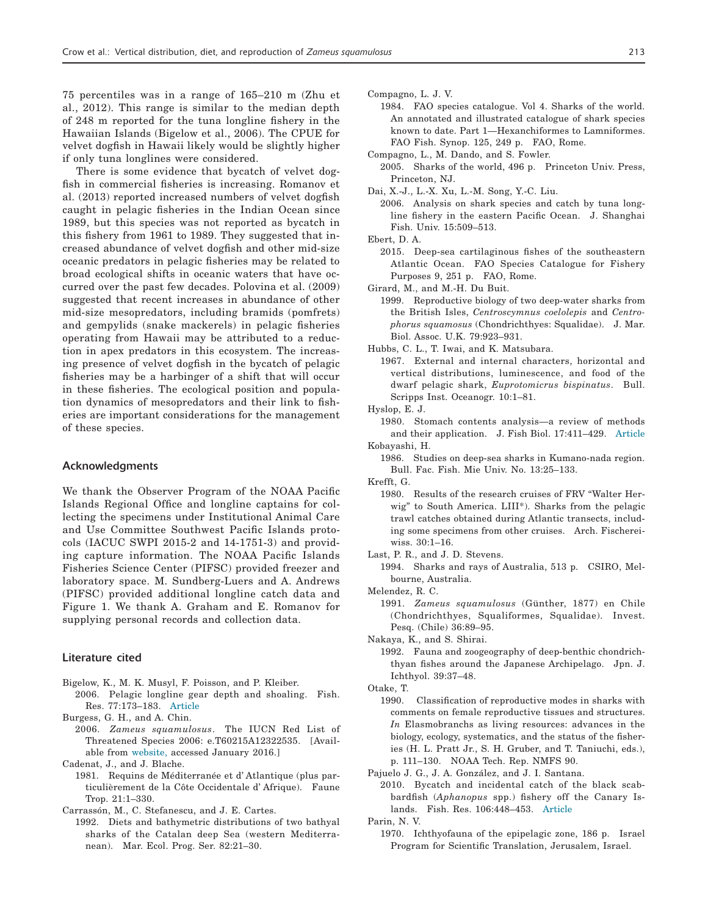75 percentiles was in a range of 165–210 m (Zhu et al., 2012). This range is similar to the median depth of 248 m reported for the tuna longline fishery in the Hawaiian Islands (Bigelow et al., 2006). The CPUE for velvet dogfish in Hawaii likely would be slightly higher if only tuna longlines were considered.

There is some evidence that bycatch of velvet dogfish in commercial fisheries is increasing. Romanov et al. (2013) reported increased numbers of velvet dogfish caught in pelagic fisheries in the Indian Ocean since 1989, but this species was not reported as bycatch in this fishery from 1961 to 1989. They suggested that increased abundance of velvet dogfish and other mid-size oceanic predators in pelagic fisheries may be related to broad ecological shifts in oceanic waters that have occurred over the past few decades. Polovina et al. (2009) suggested that recent increases in abundance of other mid-size mesopredators, including bramids (pomfrets) and gempylids (snake mackerels) in pelagic fisheries operating from Hawaii may be attributed to a reduction in apex predators in this ecosystem. The increasing presence of velvet dogfish in the bycatch of pelagic fisheries may be a harbinger of a shift that will occur in these fisheries. The ecological position and population dynamics of mesopredators and their link to fisheries are important considerations for the management of these species.

## Acknowledgments

We thank the Observer Program of the NOAA Pacific Islands Regional Office and longline captains for collecting the specimens under Institutional Animal Care and Use Committee Southwest Pacific Islands protocols (IACUC SWPI 2015-2 and 14-1751-3) and providing capture information. The NOAA Pacific Islands Fisheries Science Center (PIFSC) provided freezer and laboratory space. M. Sundberg-Luers and A. Andrews (PIFSC) provided additional longline catch data and Figure 1. We thank A. Graham and E. Romanov for supplying personal records and collection data.

## Literature cited

Bigelow, K., M. K. Musyl, F. Poisson, and P. Kleiber.
2006. Pelagic longline gear depth and shoaling. Fish. Res. 77:173–183. Article

Burgess, G. H., and A. Chin.
2006. *Zameus squamulosus*. The IUCN Red List of Threatened Species 2006: e.T60215A12322535. [Available from website, accessed January 2016.]

Cadenat, J., and J. Blache.
1981. Requins de Méditerranée et d' Atlantique (plus particulièrement de la Côte Occidentale d' Afrique). Faune Trop. 21:1–330.

Carrassón, M., C. Stefanescu, and J. E. Cartes.
1992. Diets and bathymetric distributions of two bathyal sharks of the Catalan deep Sea (western Mediterranean). Mar. Ecol. Prog. Ser. 82:21–30.

Compagno, L. J. V.
1984. FAO species catalogue. Vol 4. Sharks of the world. An annotated and illustrated catalogue of shark species known to date. Part 1—Hexanchiformes to Lamniformes. FAO Fish. Synop. 125, 249 p. FAO, Rome.

Compagno, L., M. Dando, and S. Fowler.
2005. Sharks of the world, 496 p. Princeton Univ. Press, Princeton, NJ.

Dai, X.-J., L.-X. Xu, L.-M. Song, Y.-C. Liu.
2006. Analysis on shark species and catch by tuna longline fishery in the eastern Pacific Ocean. J. Shanghai Fish. Univ. 15:509–513.

Ebert, D. A.
2015. Deep-sea cartilaginous fishes of the southeastern Atlantic Ocean. FAO Species Catalogue for Fishery Purposes 9, 251 p. FAO, Rome.

Girard, M., and M.-H. Du Buit.
1999. Reproductive biology of two deep-water sharks from the British Isles, *Centroscymnus coelolepis* and *Centrophorus squamosus* (Chondrichthyes: Squalidae). J. Mar. Biol. Assoc. U.K. 79:923–931.

Hubbs, C. L., T. Iwai, and K. Matsubara.
1967. External and internal characters, horizontal and vertical distributions, luminescence, and food of the dwarf pelagic shark, *Euprotomicrus bispinatus*. Bull. Scripps Inst. Oceanogr. 10:1–81.

Hyslop, E. J.
1980. Stomach contents analysis—a review of methods and their application. J. Fish Biol. 17:411–429. Article

Kobayashi, H.
1986. Studies on deep-sea sharks in Kumano-nada region. Bull. Fac. Fish. Mie Univ. No. 13:25–133.

Krefft, G.
1980. Results of the research cruises of FRV "Walter Herwig" to South America. LIII*). Sharks from the pelagic trawl catches obtained during Atlantic transects, including some specimens from other cruises. Arch. Fischereiwiss. 30:1–16.

Last, P. R., and J. D. Stevens.
1994. Sharks and rays of Australia, 513 p. CSIRO, Melbourne, Australia.

Melendez, R. C.
1991. *Zameus squamulosus* (Günther, 1877) en Chile (Chondrichthyes, Squaliformes, Squalidae). Invest. Pesq. (Chile) 36:89–95.

Nakaya, K., and S. Shirai.
1992. Fauna and zoogeography of deep-benthic chondrichthyan fishes around the Japanese Archipelago. Jpn. J. Ichthyol. 39:37–48.

Otake, T.
1990. Classification of reproductive modes in sharks with comments on female reproductive tissues and structures. *In* Elasmobranchs as living resources: advances in the biology, ecology, systematics, and the status of the fisheries (H. L. Pratt Jr., S. H. Gruber, and T. Taniuchi, eds.), p. 111–130. NOAA Tech. Rep. NMFS 90.

Pajuelo J. G., J. A. González, and J. I. Santana.
2010. Bycatch and incidental catch of the black scabbardfish (*Aphanopus* spp.) fishery off the Canary Islands. Fish. Res. 106:448–453. Article

Parin, N. V.
1970. Ichthyofauna of the epipelagic zone, 186 p. Israel Program for Scientific Translation, Jerusalem, Israel.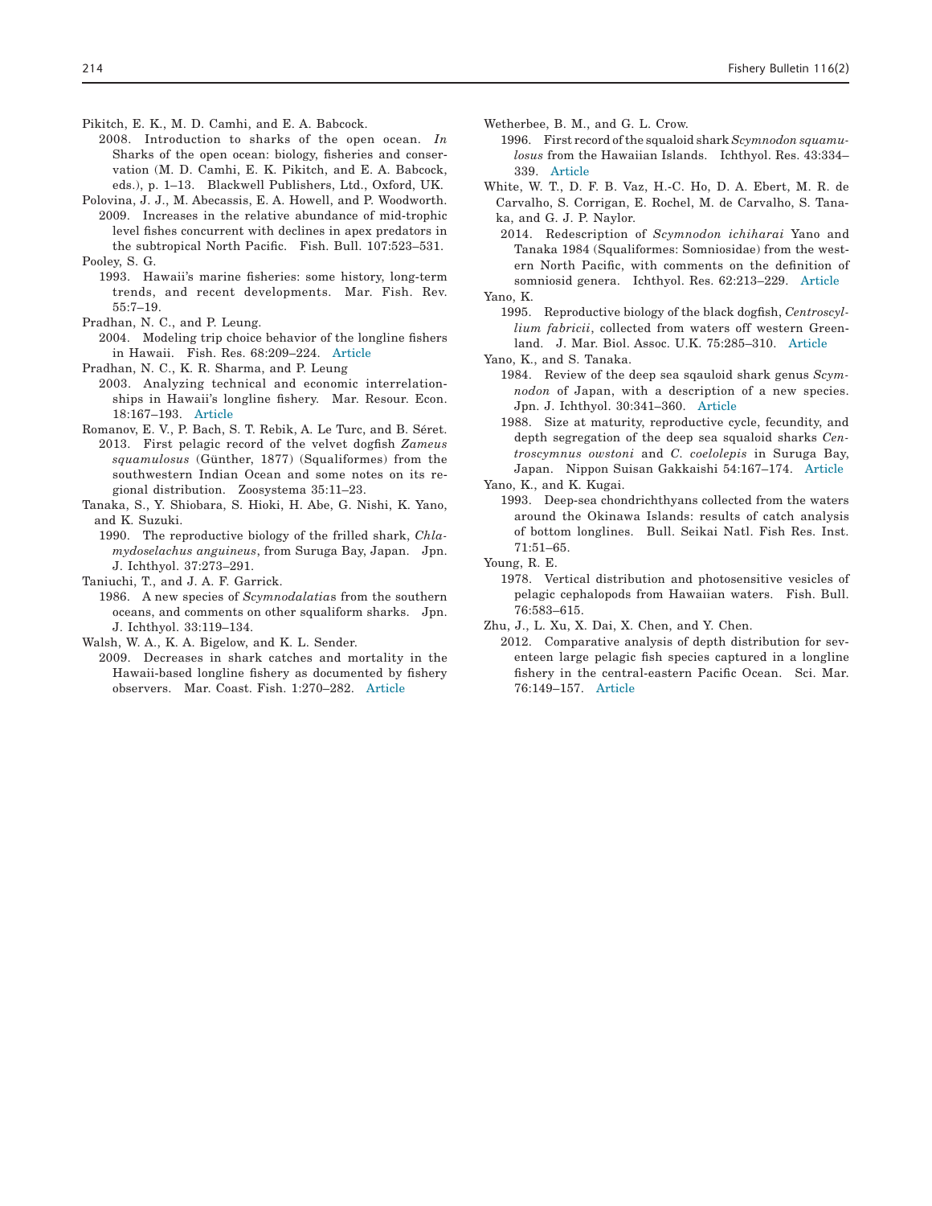Pikitch, E. K., M. D. Camhi, and E. A. Babcock.

2008. Introduction to sharks of the open ocean. *In* Sharks of the open ocean: biology, fisheries and conservation (M. D. Camhi, E. K. Pikitch, and E. A. Babcock, eds.), p. 1–13. Blackwell Publishers, Ltd., Oxford, UK.

Polovina, J. J., M. Abecassis, E. A. Howell, and P. Woodworth.

2009. Increases in the relative abundance of mid-trophic level fishes concurrent with declines in apex predators in the subtropical North Pacific. Fish. Bull. 107:523–531.

Pooley, S. G.

1993. Hawaii's marine fisheries: some history, long-term trends, and recent developments. Mar. Fish. Rev. 55:7–19.

Pradhan, N. C., and P. Leung.

2004. Modeling trip choice behavior of the longline fishers in Hawaii. Fish. Res. 68:209–224. Article

Pradhan, N. C., K. R. Sharma, and P. Leung

2003. Analyzing technical and economic interrelationships in Hawaii's longline fishery. Mar. Resour. Econ. 18:167–193. Article

Romanov, E. V., P. Bach, S. T. Rebik, A. Le Turc, and B. Séret.

2013. First pelagic record of the velvet dogfish *Zameus squamulosus* (Günther, 1877) (Squaliformes) from the southwestern Indian Ocean and some notes on its regional distribution. Zoosystema 35:11–23.

Tanaka, S., Y. Shiobara, S. Hioki, H. Abe, G. Nishi, K. Yano, and K. Suzuki.

1990. The reproductive biology of the frilled shark, *Chlamydoselachus anguineus*, from Suruga Bay, Japan. Jpn. J. Ichthyol. 37:273–291.

Taniuchi, T., and J. A. F. Garrick.

1986. A new species of *Scymnodalatia*s from the southern oceans, and comments on other squaliform sharks. Jpn. J. Ichthyol. 33:119–134.

Walsh, W. A., K. A. Bigelow, and K. L. Sender.

2009. Decreases in shark catches and mortality in the Hawaii-based longline fishery as documented by fishery observers. Mar. Coast. Fish. 1:270–282. Article

Wetherbee, B. M., and G. L. Crow.

1996. First record of the squaloid shark *Scymnodon squamulosus* from the Hawaiian Islands. Ichthyol. Res. 43:334–339. Article

White, W. T., D. F. B. Vaz, H.-C. Ho, D. A. Ebert, M. R. de Carvalho, S. Corrigan, E. Rochel, M. de Carvalho, S. Tanaka, and G. J. P. Naylor.

2014. Redescription of *Scymnodon ichiharai* Yano and Tanaka 1984 (Squaliformes: Somniosidae) from the western North Pacific, with comments on the definition of somniosid genera. Ichthyol. Res. 62:213–229. Article

Yano, K.

1995. Reproductive biology of the black dogfish, *Centroscyllium fabricii*, collected from waters off western Greenland. J. Mar. Biol. Assoc. U.K. 75:285–310. Article

Yano, K., and S. Tanaka.

1984. Review of the deep sea sqauloid shark genus *Scymnodon* of Japan, with a description of a new species. Jpn. J. Ichthyol. 30:341–360. Article

1988. Size at maturity, reproductive cycle, fecundity, and depth segregation of the deep sea squaloid sharks *Centroscymnus owstoni* and *C. coelolepis* in Suruga Bay, Japan. Nippon Suisan Gakkaishi 54:167–174. Article

Yano, K., and K. Kugai.

1993. Deep-sea chondrichthyans collected from the waters around the Okinawa Islands: results of catch analysis of bottom longlines. Bull. Seikai Natl. Fish Res. Inst. 71:51–65.

Young, R. E.

1978. Vertical distribution and photosensitive vesicles of pelagic cephalopods from Hawaiian waters. Fish. Bull. 76:583–615.

Zhu, J., L. Xu, X. Dai, X. Chen, and Y. Chen.

2012. Comparative analysis of depth distribution for seventeen large pelagic fish species captured in a longline fishery in the central-eastern Pacific Ocean. Sci. Mar. 76:149–157. Article